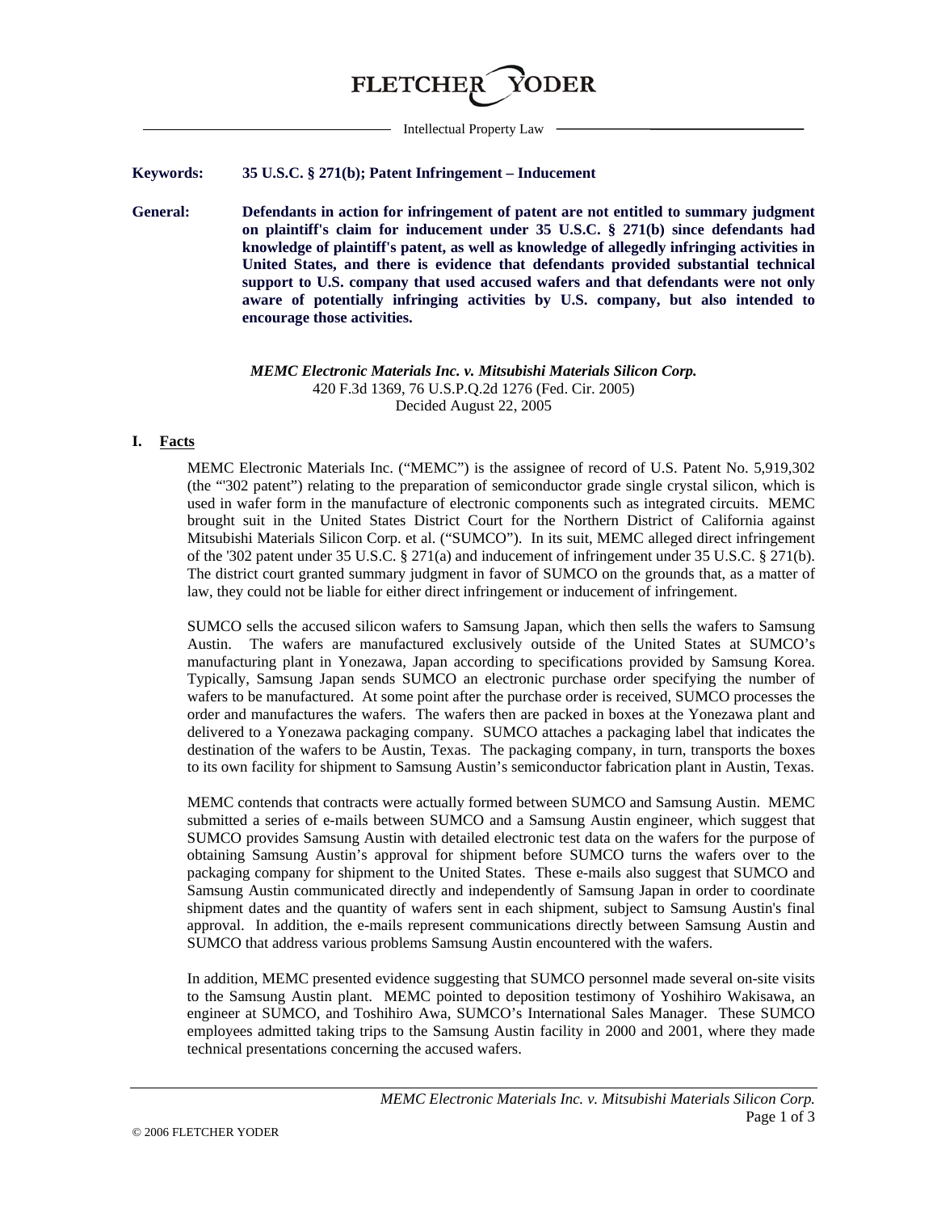# FLETCHER YODER

Intellectual Property Law

**Keywords:** **35 U.S.C. § 271(b); Patent Infringement – Inducement**

**General:** **Defendants in action for infringement of patent are not entitled to summary judgment on plaintiff's claim for inducement under 35 U.S.C. § 271(b) since defendants had knowledge of plaintiff's patent, as well as knowledge of allegedly infringing activities in United States, and there is evidence that defendants provided substantial technical support to U.S. company that used accused wafers and that defendants were not only aware of potentially infringing activities by U.S. company, but also intended to encourage those activities.**

***MEMC Electronic Materials Inc. v. Mitsubishi Materials Silicon Corp.***
420 F.3d 1369, 76 U.S.P.Q.2d 1276 (Fed. Cir. 2005)
Decided August 22, 2005

## I. Facts

MEMC Electronic Materials Inc. ("MEMC") is the assignee of record of U.S. Patent No. 5,919,302 (the "'302 patent") relating to the preparation of semiconductor grade single crystal silicon, which is used in wafer form in the manufacture of electronic components such as integrated circuits. MEMC brought suit in the United States District Court for the Northern District of California against Mitsubishi Materials Silicon Corp. et al. ("SUMCO"). In its suit, MEMC alleged direct infringement of the '302 patent under 35 U.S.C. § 271(a) and inducement of infringement under 35 U.S.C. § 271(b). The district court granted summary judgment in favor of SUMCO on the grounds that, as a matter of law, they could not be liable for either direct infringement or inducement of infringement.

SUMCO sells the accused silicon wafers to Samsung Japan, which then sells the wafers to Samsung Austin. The wafers are manufactured exclusively outside of the United States at SUMCO's manufacturing plant in Yonezawa, Japan according to specifications provided by Samsung Korea. Typically, Samsung Japan sends SUMCO an electronic purchase order specifying the number of wafers to be manufactured. At some point after the purchase order is received, SUMCO processes the order and manufactures the wafers. The wafers then are packed in boxes at the Yonezawa plant and delivered to a Yonezawa packaging company. SUMCO attaches a packaging label that indicates the destination of the wafers to be Austin, Texas. The packaging company, in turn, transports the boxes to its own facility for shipment to Samsung Austin's semiconductor fabrication plant in Austin, Texas.

MEMC contends that contracts were actually formed between SUMCO and Samsung Austin. MEMC submitted a series of e-mails between SUMCO and a Samsung Austin engineer, which suggest that SUMCO provides Samsung Austin with detailed electronic test data on the wafers for the purpose of obtaining Samsung Austin's approval for shipment before SUMCO turns the wafers over to the packaging company for shipment to the United States. These e-mails also suggest that SUMCO and Samsung Austin communicated directly and independently of Samsung Japan in order to coordinate shipment dates and the quantity of wafers sent in each shipment, subject to Samsung Austin's final approval. In addition, the e-mails represent communications directly between Samsung Austin and SUMCO that address various problems Samsung Austin encountered with the wafers.

In addition, MEMC presented evidence suggesting that SUMCO personnel made several on-site visits to the Samsung Austin plant. MEMC pointed to deposition testimony of Yoshihiro Wakisawa, an engineer at SUMCO, and Toshihiro Awa, SUMCO's International Sales Manager. These SUMCO employees admitted taking trips to the Samsung Austin facility in 2000 and 2001, where they made technical presentations concerning the accused wafers.

© 2006 FLETCHER YODER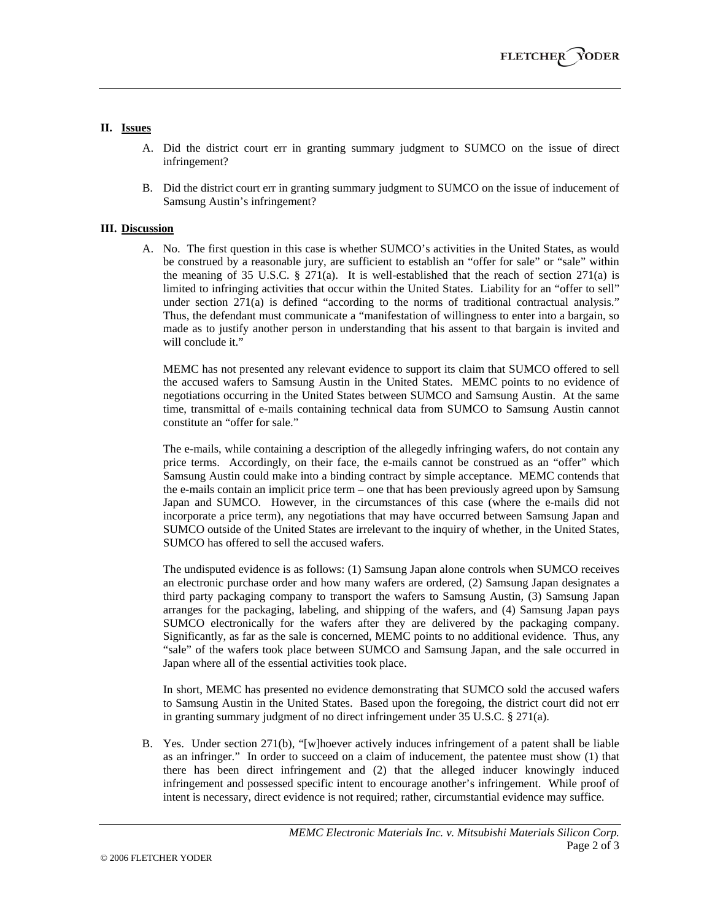## II. Issues

A. Did the district court err in granting summary judgment to SUMCO on the issue of direct infringement?

B. Did the district court err in granting summary judgment to SUMCO on the issue of inducement of Samsung Austin's infringement?

## III. Discussion

A. No. The first question in this case is whether SUMCO's activities in the United States, as would be construed by a reasonable jury, are sufficient to establish an "offer for sale" or "sale" within the meaning of 35 U.S.C. § 271(a). It is well-established that the reach of section 271(a) is limited to infringing activities that occur within the United States. Liability for an "offer to sell" under section 271(a) is defined "according to the norms of traditional contractual analysis." Thus, the defendant must communicate a "manifestation of willingness to enter into a bargain, so made as to justify another person in understanding that his assent to that bargain is invited and will conclude it."

MEMC has not presented any relevant evidence to support its claim that SUMCO offered to sell the accused wafers to Samsung Austin in the United States. MEMC points to no evidence of negotiations occurring in the United States between SUMCO and Samsung Austin. At the same time, transmittal of e-mails containing technical data from SUMCO to Samsung Austin cannot constitute an "offer for sale."

The e-mails, while containing a description of the allegedly infringing wafers, do not contain any price terms. Accordingly, on their face, the e-mails cannot be construed as an "offer" which Samsung Austin could make into a binding contract by simple acceptance. MEMC contends that the e-mails contain an implicit price term – one that has been previously agreed upon by Samsung Japan and SUMCO. However, in the circumstances of this case (where the e-mails did not incorporate a price term), any negotiations that may have occurred between Samsung Japan and SUMCO outside of the United States are irrelevant to the inquiry of whether, in the United States, SUMCO has offered to sell the accused wafers.

The undisputed evidence is as follows: (1) Samsung Japan alone controls when SUMCO receives an electronic purchase order and how many wafers are ordered, (2) Samsung Japan designates a third party packaging company to transport the wafers to Samsung Austin, (3) Samsung Japan arranges for the packaging, labeling, and shipping of the wafers, and (4) Samsung Japan pays SUMCO electronically for the wafers after they are delivered by the packaging company. Significantly, as far as the sale is concerned, MEMC points to no additional evidence. Thus, any "sale" of the wafers took place between SUMCO and Samsung Japan, and the sale occurred in Japan where all of the essential activities took place.

In short, MEMC has presented no evidence demonstrating that SUMCO sold the accused wafers to Samsung Austin in the United States. Based upon the foregoing, the district court did not err in granting summary judgment of no direct infringement under 35 U.S.C. § 271(a).

B. Yes. Under section 271(b), "[w]hoever actively induces infringement of a patent shall be liable as an infringer." In order to succeed on a claim of inducement, the patentee must show (1) that there has been direct infringement and (2) that the alleged inducer knowingly induced infringement and possessed specific intent to encourage another's infringement. While proof of intent is necessary, direct evidence is not required; rather, circumstantial evidence may suffice.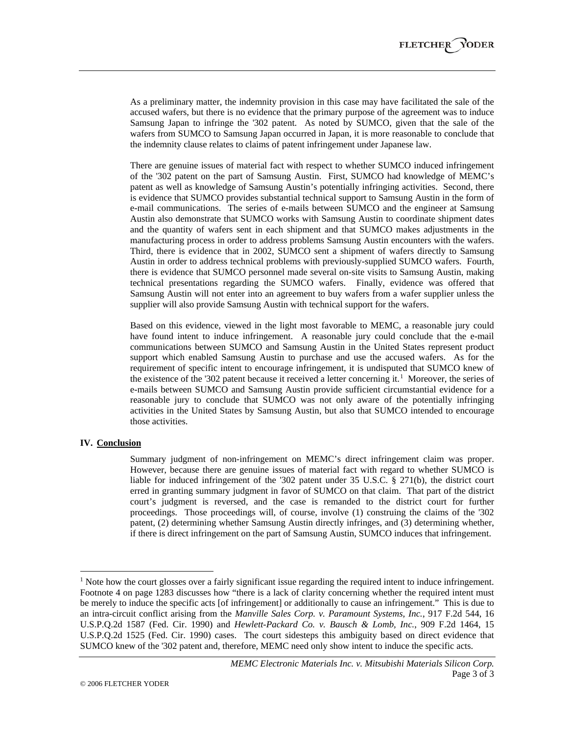As a preliminary matter, the indemnity provision in this case may have facilitated the sale of the accused wafers, but there is no evidence that the primary purpose of the agreement was to induce Samsung Japan to infringe the '302 patent. As noted by SUMCO, given that the sale of the wafers from SUMCO to Samsung Japan occurred in Japan, it is more reasonable to conclude that the indemnity clause relates to claims of patent infringement under Japanese law.

There are genuine issues of material fact with respect to whether SUMCO induced infringement of the '302 patent on the part of Samsung Austin. First, SUMCO had knowledge of MEMC's patent as well as knowledge of Samsung Austin's potentially infringing activities. Second, there is evidence that SUMCO provides substantial technical support to Samsung Austin in the form of e-mail communications. The series of e-mails between SUMCO and the engineer at Samsung Austin also demonstrate that SUMCO works with Samsung Austin to coordinate shipment dates and the quantity of wafers sent in each shipment and that SUMCO makes adjustments in the manufacturing process in order to address problems Samsung Austin encounters with the wafers. Third, there is evidence that in 2002, SUMCO sent a shipment of wafers directly to Samsung Austin in order to address technical problems with previously-supplied SUMCO wafers. Fourth, there is evidence that SUMCO personnel made several on-site visits to Samsung Austin, making technical presentations regarding the SUMCO wafers. Finally, evidence was offered that Samsung Austin will not enter into an agreement to buy wafers from a wafer supplier unless the supplier will also provide Samsung Austin with technical support for the wafers.

Based on this evidence, viewed in the light most favorable to MEMC, a reasonable jury could have found intent to induce infringement. A reasonable jury could conclude that the e-mail communications between SUMCO and Samsung Austin in the United States represent product support which enabled Samsung Austin to purchase and use the accused wafers. As for the requirement of specific intent to encourage infringement, it is undisputed that SUMCO knew of the existence of the '302 patent because it received a letter concerning it.[1] Moreover, the series of e-mails between SUMCO and Samsung Austin provide sufficient circumstantial evidence for a reasonable jury to conclude that SUMCO was not only aware of the potentially infringing activities in the United States by Samsung Austin, but also that SUMCO intended to encourage those activities.

## IV. Conclusion

Summary judgment of non-infringement on MEMC's direct infringement claim was proper. However, because there are genuine issues of material fact with regard to whether SUMCO is liable for induced infringement of the '302 patent under 35 U.S.C. § 271(b), the district court erred in granting summary judgment in favor of SUMCO on that claim. That part of the district court's judgment is reversed, and the case is remanded to the district court for further proceedings. Those proceedings will, of course, involve (1) construing the claims of the '302 patent, (2) determining whether Samsung Austin directly infringes, and (3) determining whether, if there is direct infringement on the part of Samsung Austin, SUMCO induces that infringement.

---

[1] Note how the court glosses over a fairly significant issue regarding the required intent to induce infringement. Footnote 4 on page 1283 discusses how "there is a lack of clarity concerning whether the required intent must be merely to induce the specific acts [of infringement] or additionally to cause an infringement." This is due to an intra-circuit conflict arising from the *Manville Sales Corp. v. Paramount Systems, Inc.*, 917 F.2d 544, 16 U.S.P.Q.2d 1587 (Fed. Cir. 1990) and *Hewlett-Packard Co. v. Bausch & Lomb, Inc.*, 909 F.2d 1464, 15 U.S.P.Q.2d 1525 (Fed. Cir. 1990) cases. The court sidesteps this ambiguity based on direct evidence that SUMCO knew of the '302 patent and, therefore, MEMC need only show intent to induce the specific acts.